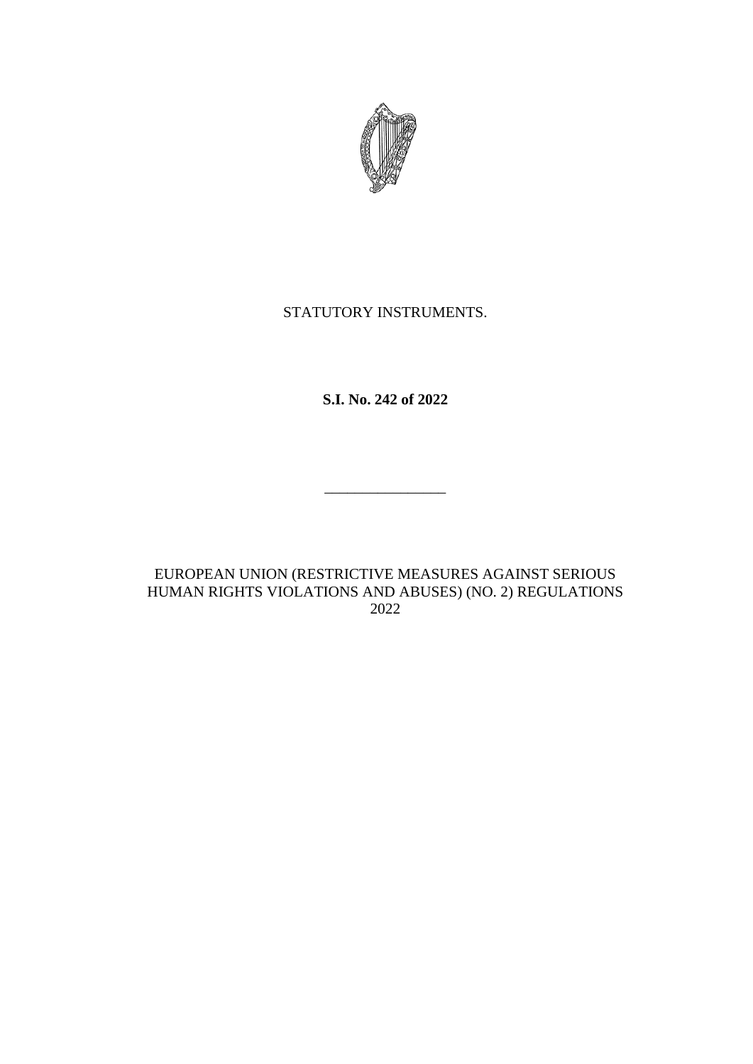STATUTORY INSTRUMENTS.

**S.I. No. 242 of 2022**

---

EUROPEAN UNION (RESTRICTIVE MEASURES AGAINST SERIOUS HUMAN RIGHTS VIOLATIONS AND ABUSES) (NO. 2) REGULATIONS 2022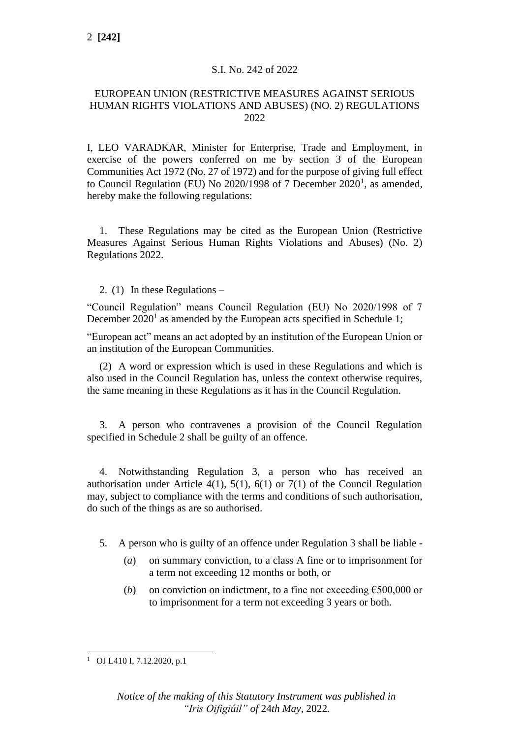S.I. No. 242 of 2022

EUROPEAN UNION (RESTRICTIVE MEASURES AGAINST SERIOUS HUMAN RIGHTS VIOLATIONS AND ABUSES) (NO. 2) REGULATIONS 2022

I, LEO VARADKAR, Minister for Enterprise, Trade and Employment, in exercise of the powers conferred on me by section 3 of the European Communities Act 1972 (No. 27 of 1972) and for the purpose of giving full effect to Council Regulation (EU) No 2020/1998 of 7 December 2020[1], as amended, hereby make the following regulations:

1. These Regulations may be cited as the European Union (Restrictive Measures Against Serious Human Rights Violations and Abuses) (No. 2) Regulations 2022.

2. (1) In these Regulations –

"Council Regulation" means Council Regulation (EU) No 2020/1998 of 7 December 2020[1] as amended by the European acts specified in Schedule 1;

"European act" means an act adopted by an institution of the European Union or an institution of the European Communities.

(2) A word or expression which is used in these Regulations and which is also used in the Council Regulation has, unless the context otherwise requires, the same meaning in these Regulations as it has in the Council Regulation.

3. A person who contravenes a provision of the Council Regulation specified in Schedule 2 shall be guilty of an offence.

4. Notwithstanding Regulation 3, a person who has received an authorisation under Article 4(1), 5(1), 6(1) or 7(1) of the Council Regulation may, subject to compliance with the terms and conditions of such authorisation, do such of the things as are so authorised.

5. A person who is guilty of an offence under Regulation 3 shall be liable -

(*a*) on summary conviction, to a class A fine or to imprisonment for a term not exceeding 12 months or both, or

(*b*) on conviction on indictment, to a fine not exceeding €500,000 or to imprisonment for a term not exceeding 3 years or both.

[1] OJ L410 I, 7.12.2020, p.1

*Notice of the making of this Statutory Instrument was published in "Iris Oifigiúil" of 24th May, 2022.*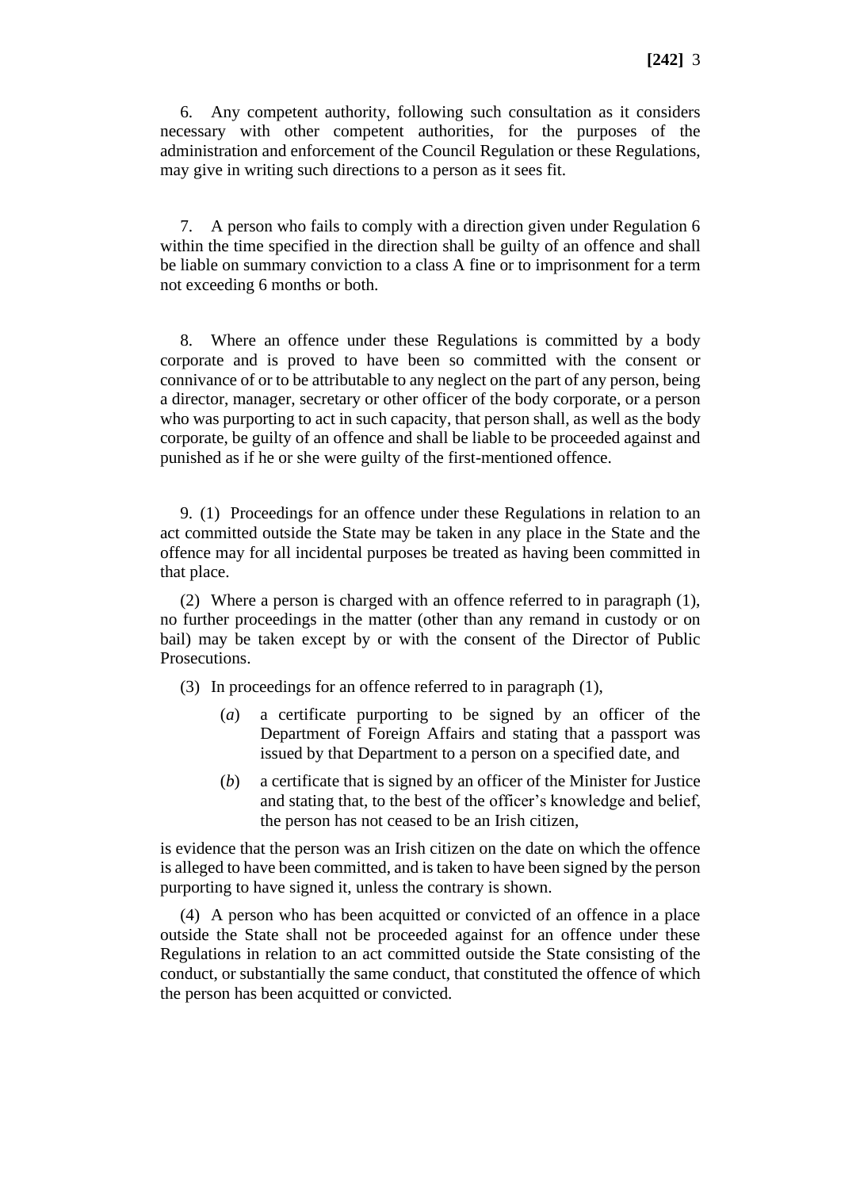6. Any competent authority, following such consultation as it considers necessary with other competent authorities, for the purposes of the administration and enforcement of the Council Regulation or these Regulations, may give in writing such directions to a person as it sees fit.

7. A person who fails to comply with a direction given under Regulation 6 within the time specified in the direction shall be guilty of an offence and shall be liable on summary conviction to a class A fine or to imprisonment for a term not exceeding 6 months or both.

8. Where an offence under these Regulations is committed by a body corporate and is proved to have been so committed with the consent or connivance of or to be attributable to any neglect on the part of any person, being a director, manager, secretary or other officer of the body corporate, or a person who was purporting to act in such capacity, that person shall, as well as the body corporate, be guilty of an offence and shall be liable to be proceeded against and punished as if he or she were guilty of the first-mentioned offence.

9. (1) Proceedings for an offence under these Regulations in relation to an act committed outside the State may be taken in any place in the State and the offence may for all incidental purposes be treated as having been committed in that place.

(2) Where a person is charged with an offence referred to in paragraph (1), no further proceedings in the matter (other than any remand in custody or on bail) may be taken except by or with the consent of the Director of Public Prosecutions.

(3) In proceedings for an offence referred to in paragraph (1),

(*a*) a certificate purporting to be signed by an officer of the Department of Foreign Affairs and stating that a passport was issued by that Department to a person on a specified date, and

(*b*) a certificate that is signed by an officer of the Minister for Justice and stating that, to the best of the officer's knowledge and belief, the person has not ceased to be an Irish citizen,

is evidence that the person was an Irish citizen on the date on which the offence is alleged to have been committed, and is taken to have been signed by the person purporting to have signed it, unless the contrary is shown.

(4) A person who has been acquitted or convicted of an offence in a place outside the State shall not be proceeded against for an offence under these Regulations in relation to an act committed outside the State consisting of the conduct, or substantially the same conduct, that constituted the offence of which the person has been acquitted or convicted.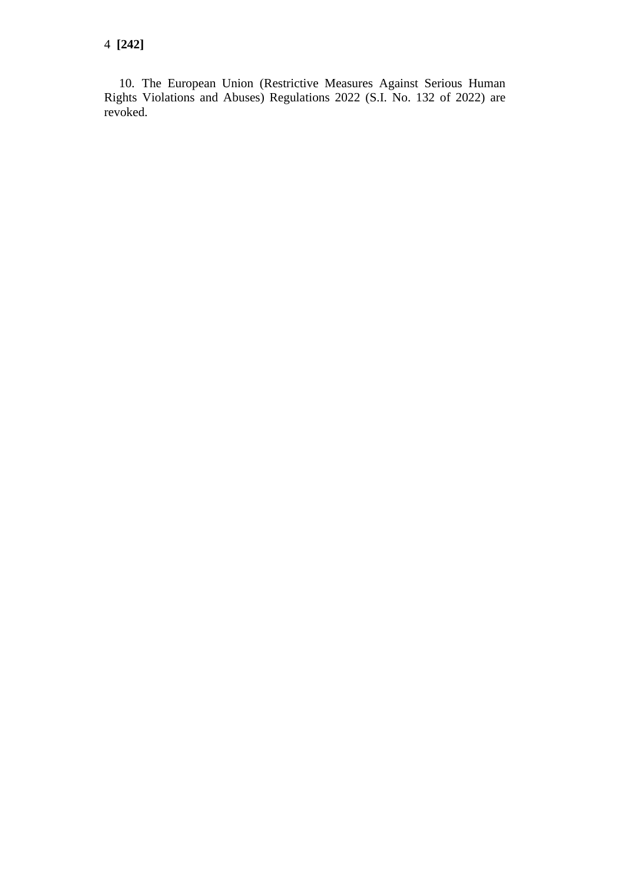10. The European Union (Restrictive Measures Against Serious Human Rights Violations and Abuses) Regulations 2022 (S.I. No. 132 of 2022) are revoked.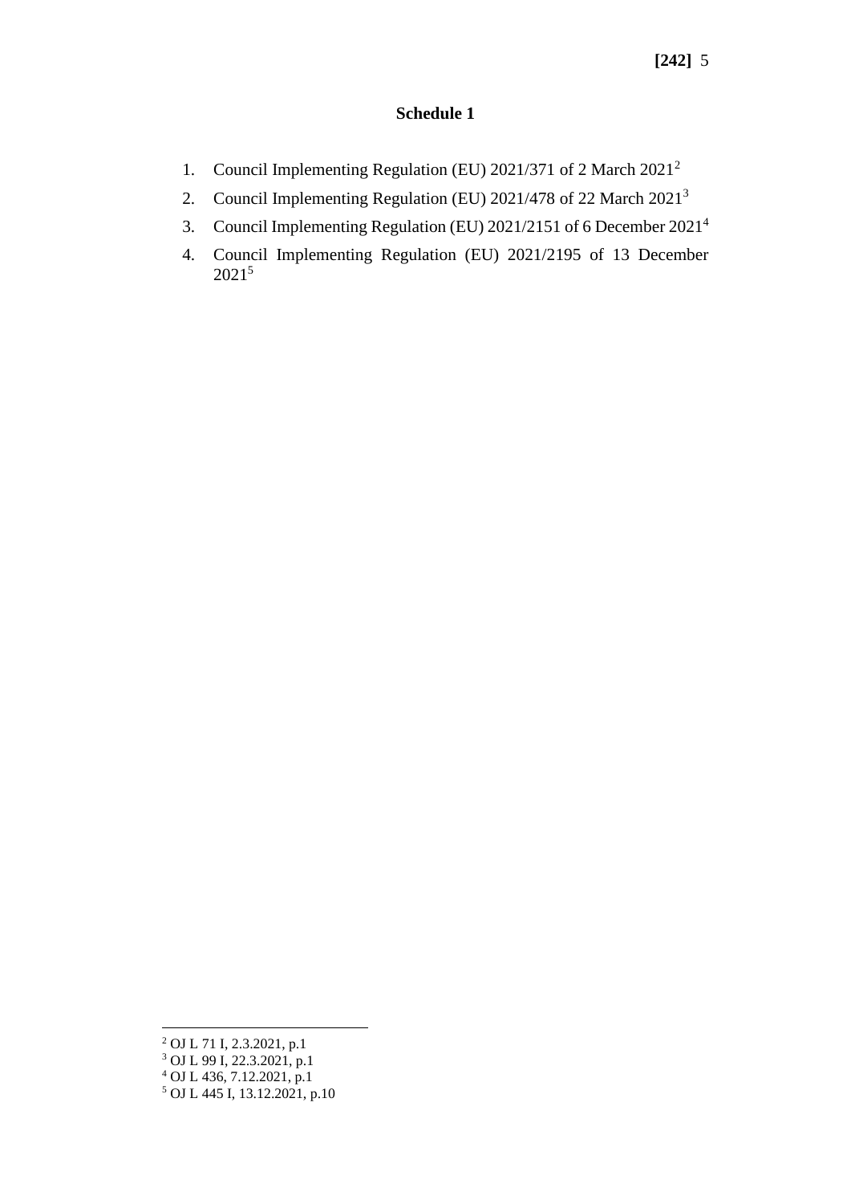## Schedule 1

1. Council Implementing Regulation (EU) 2021/371 of 2 March 2021[2]
2. Council Implementing Regulation (EU) 2021/478 of 22 March 2021[3]
3. Council Implementing Regulation (EU) 2021/2151 of 6 December 2021[4]
4. Council Implementing Regulation (EU) 2021/2195 of 13 December 2021[5]

---

[2] OJ L 71 I, 2.3.2021, p.1
[3] OJ L 99 I, 22.3.2021, p.1
[4] OJ L 436, 7.12.2021, p.1
[5] OJ L 445 I, 13.12.2021, p.10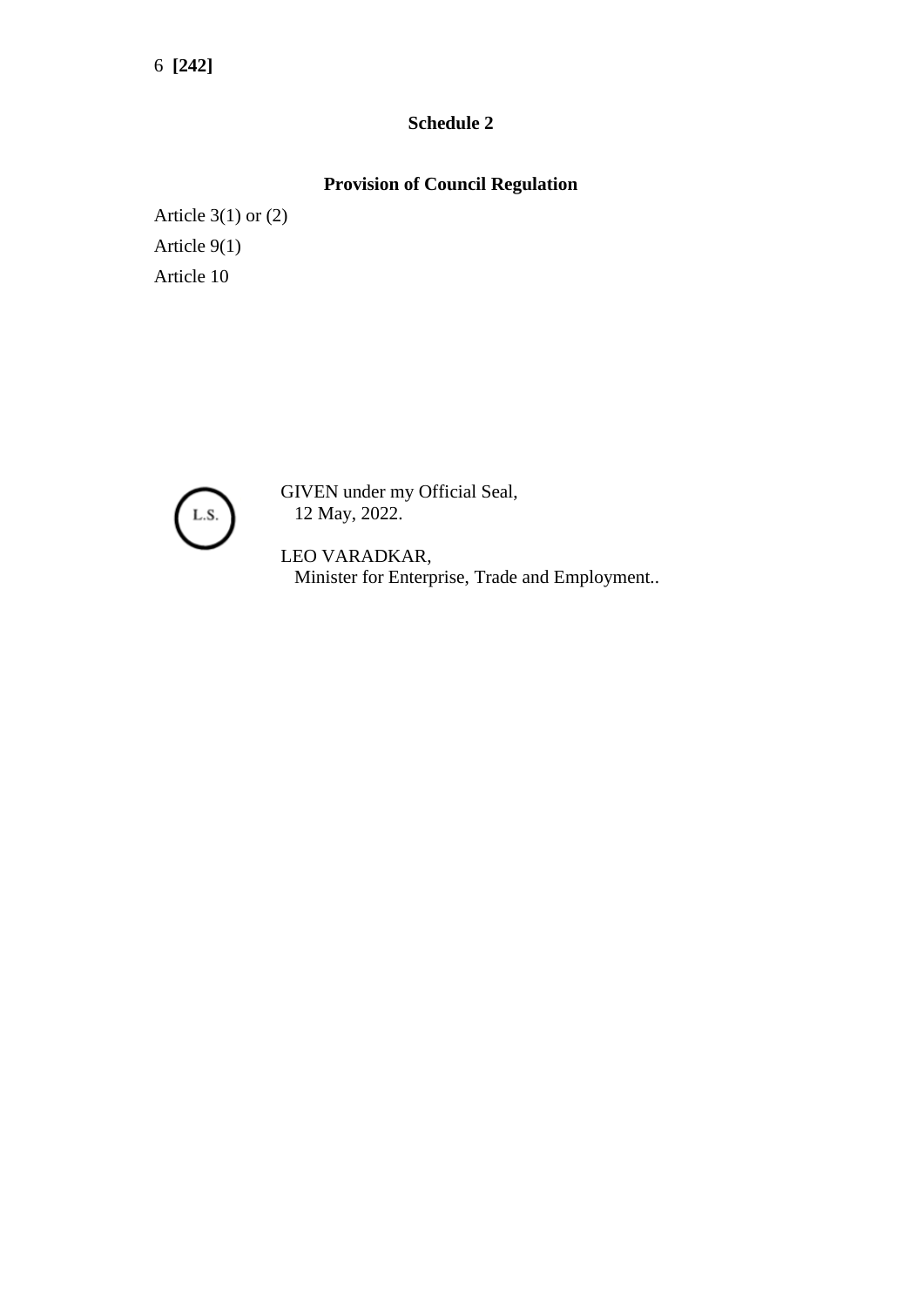## Schedule 2

### Provision of Council Regulation

Article 3(1) or (2)

Article 9(1)

Article 10

L.S.

GIVEN under my Official Seal,
12 May, 2022.

LEO VARADKAR,
Minister for Enterprise, Trade and Employment..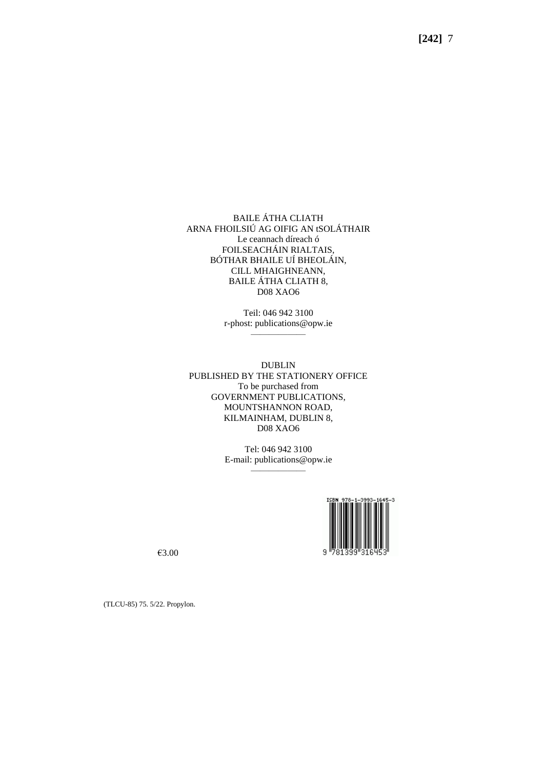BAILE ÁTHA CLIATH
ARNA FHOILSIÚ AG OIFIG AN tSOLÁTHAIR
Le ceannach díreach ó
FOILSEACHÁIN RIALTAIS,
BÓTHAR BHAILE UÍ BHEOLÁIN,
CILL MHAIGHNEANN,
BAILE ÁTHA CLIATH 8,
D08 XAO6

Teil: 046 942 3100
r-phost: publications@opw.ie

---

DUBLIN
PUBLISHED BY THE STATIONERY OFFICE
To be purchased from
GOVERNMENT PUBLICATIONS,
MOUNTSHANNON ROAD,
KILMAINHAM, DUBLIN 8,
D08 XAO6

Tel: 046 942 3100
E-mail: publications@opw.ie

---

ISBN 978-1-3993-1645-3

9 781399 316453

€3.00

(TLCU-85) 75. 5/22. Propylon.